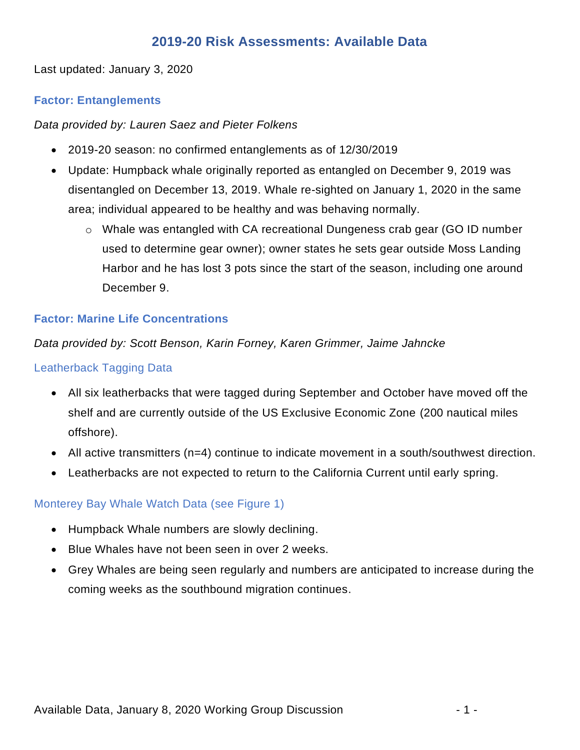# 2019-20 Risk Assessments: Available Data

Last updated: January 3, 2020

## Factor: Entanglements

*Data provided by: Lauren Saez and Pieter Folkens*

- 2019-20 season: no confirmed entanglements as of 12/30/2019
- Update: Humpback whale originally reported as entangled on December 9, 2019 was disentangled on December 13, 2019. Whale re-sighted on January 1, 2020 in the same area; individual appeared to be healthy and was behaving normally.
  - Whale was entangled with CA recreational Dungeness crab gear (GO ID number used to determine gear owner); owner states he sets gear outside Moss Landing Harbor and he has lost 3 pots since the start of the season, including one around December 9.

## Factor: Marine Life Concentrations

*Data provided by: Scott Benson, Karin Forney, Karen Grimmer, Jaime Jahncke*

### Leatherback Tagging Data

- All six leatherbacks that were tagged during September and October have moved off the shelf and are currently outside of the US Exclusive Economic Zone (200 nautical miles offshore).
- All active transmitters (n=4) continue to indicate movement in a south/southwest direction.
- Leatherbacks are not expected to return to the California Current until early spring.

### Monterey Bay Whale Watch Data (see Figure 1)

- Humpback Whale numbers are slowly declining.
- Blue Whales have not been seen in over 2 weeks.
- Grey Whales are being seen regularly and numbers are anticipated to increase during the coming weeks as the southbound migration continues.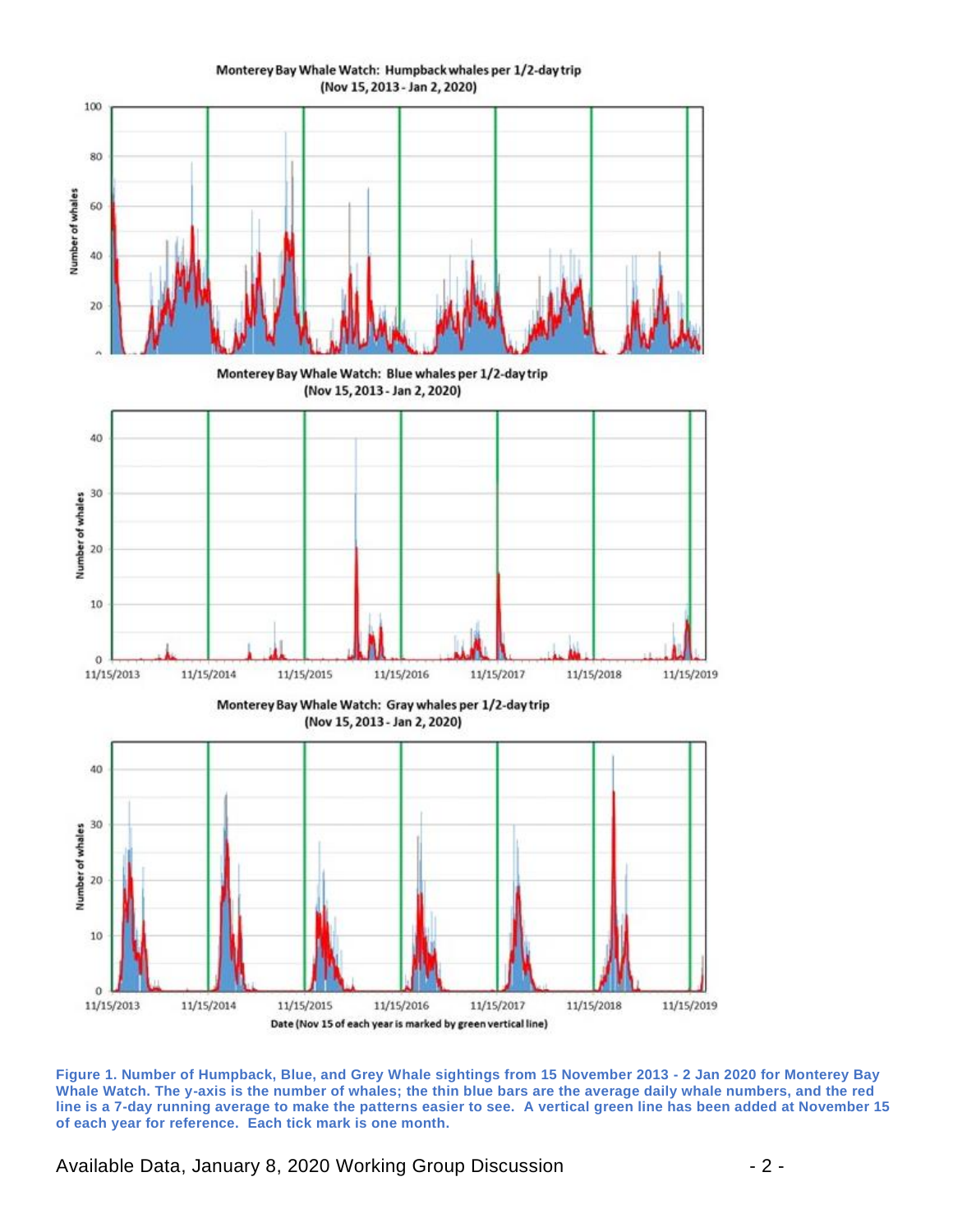Monterey Bay Whale Watch: Humpback whales per 1/2-day trip
(Nov 15, 2013 - Jan 2, 2020)

Monterey Bay Whale Watch: Blue whales per 1/2-day trip
(Nov 15, 2013 - Jan 2, 2020)

Monterey Bay Whale Watch: Gray whales per 1/2-day trip
(Nov 15, 2013 - Jan 2, 2020)

**Figure 1. Number of Humpback, Blue, and Grey Whale sightings from 15 November 2013 - 2 Jan 2020 for Monterey Bay Whale Watch. The y-axis is the number of whales; the thin blue bars are the average daily whale numbers, and the red line is a 7-day running average to make the patterns easier to see. A vertical green line has been added at November 15 of each year for reference. Each tick mark is one month.**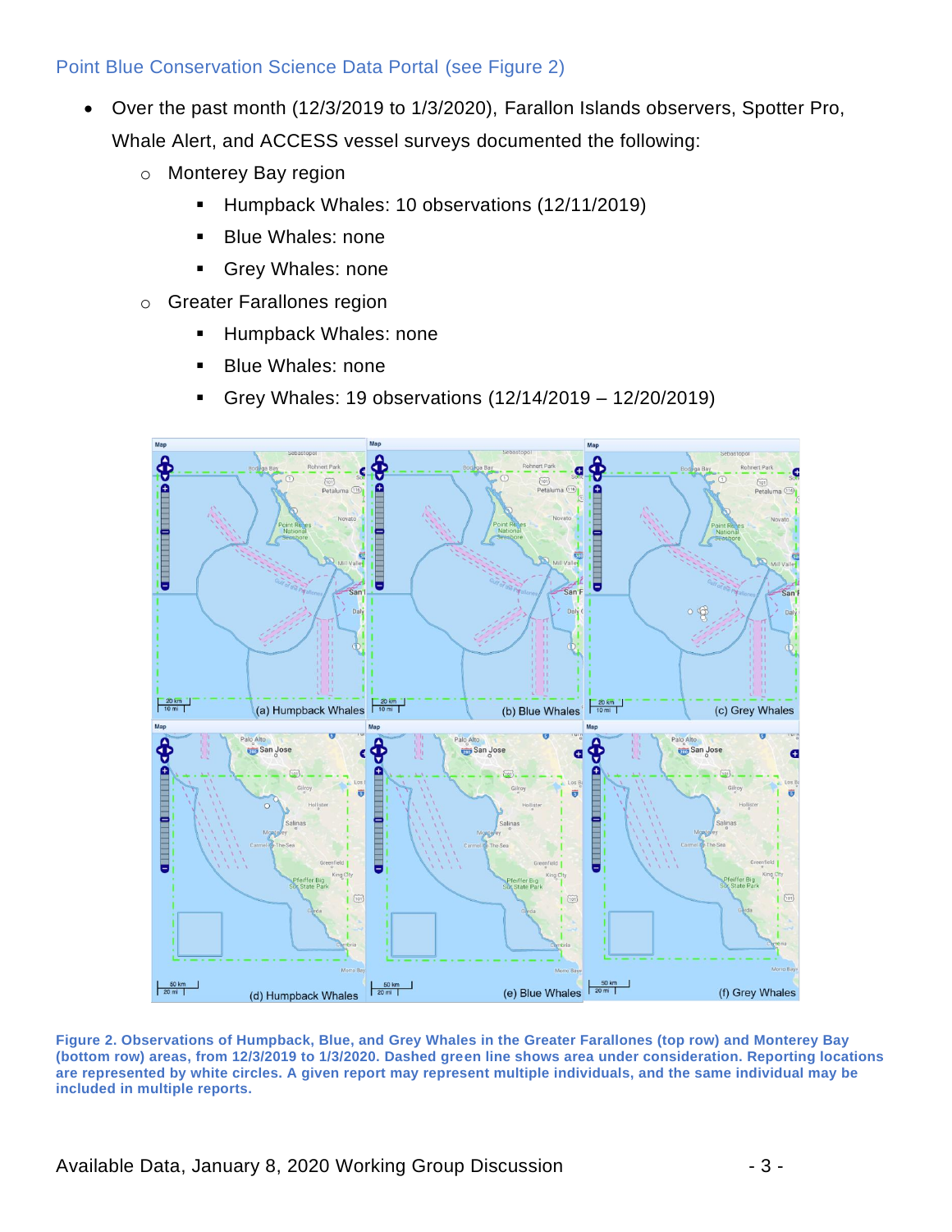## Point Blue Conservation Science Data Portal (see Figure 2)

- Over the past month (12/3/2019 to 1/3/2020), Farallon Islands observers, Spotter Pro, Whale Alert, and ACCESS vessel surveys documented the following:
  - Monterey Bay region
    - Humpback Whales: 10 observations (12/11/2019)
    - Blue Whales: none
    - Grey Whales: none
  - Greater Farallones region
    - Humpback Whales: none
    - Blue Whales: none
    - Grey Whales: 19 observations (12/14/2019 – 12/20/2019)

**Figure 2. Observations of Humpback, Blue, and Grey Whales in the Greater Farallones (top row) and Monterey Bay (bottom row) areas, from 12/3/2019 to 1/3/2020. Dashed green line shows area under consideration. Reporting locations are represented by white circles. A given report may represent multiple individuals, and the same individual may be included in multiple reports.**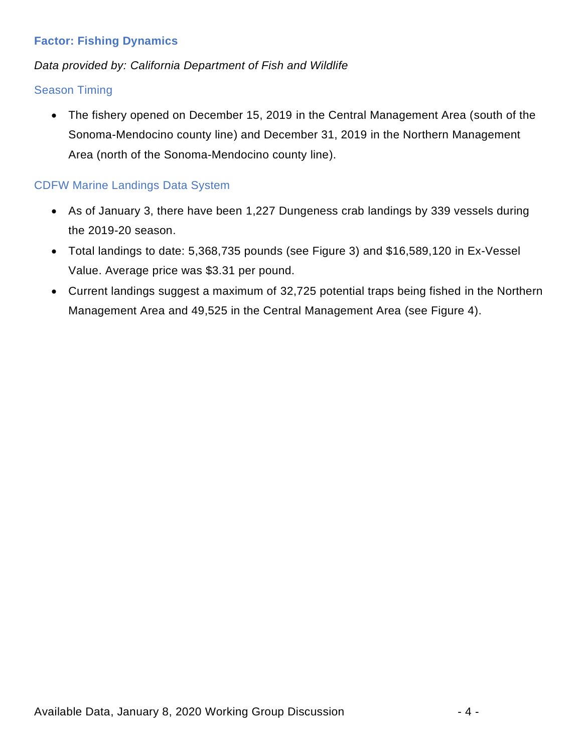### Factor: Fishing Dynamics

*Data provided by: California Department of Fish and Wildlife*

#### Season Timing

- The fishery opened on December 15, 2019 in the Central Management Area (south of the Sonoma-Mendocino county line) and December 31, 2019 in the Northern Management Area (north of the Sonoma-Mendocino county line).

#### CDFW Marine Landings Data System

- As of January 3, there have been 1,227 Dungeness crab landings by 339 vessels during the 2019-20 season.
- Total landings to date: 5,368,735 pounds (see Figure 3) and $16,589,120 in Ex-Vessel Value. Average price was $3.31 per pound.
- Current landings suggest a maximum of 32,725 potential traps being fished in the Northern Management Area and 49,525 in the Central Management Area (see Figure 4).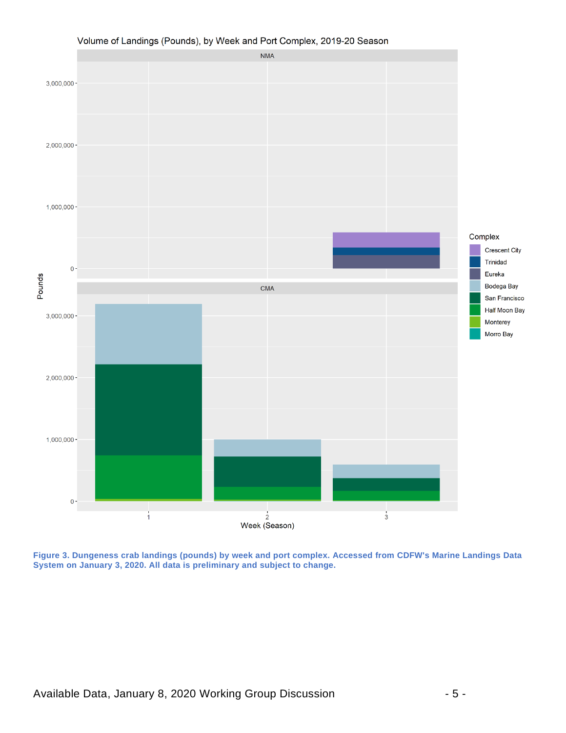**Figure 3. Dungeness crab landings (pounds) by week and port complex. Accessed from CDFW's Marine Landings Data System on January 3, 2020. All data is preliminary and subject to change.**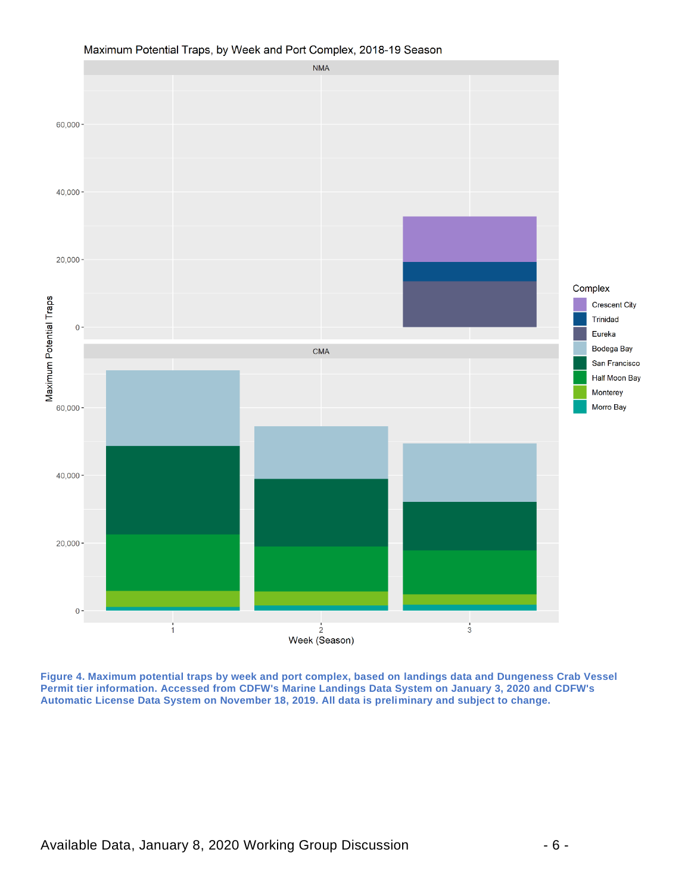**Figure 4. Maximum potential traps by week and port complex, based on landings data and Dungeness Crab Vessel Permit tier information. Accessed from CDFW's Marine Landings Data System on January 3, 2020 and CDFW's Automatic License Data System on November 18, 2019. All data is preliminary and subject to change.**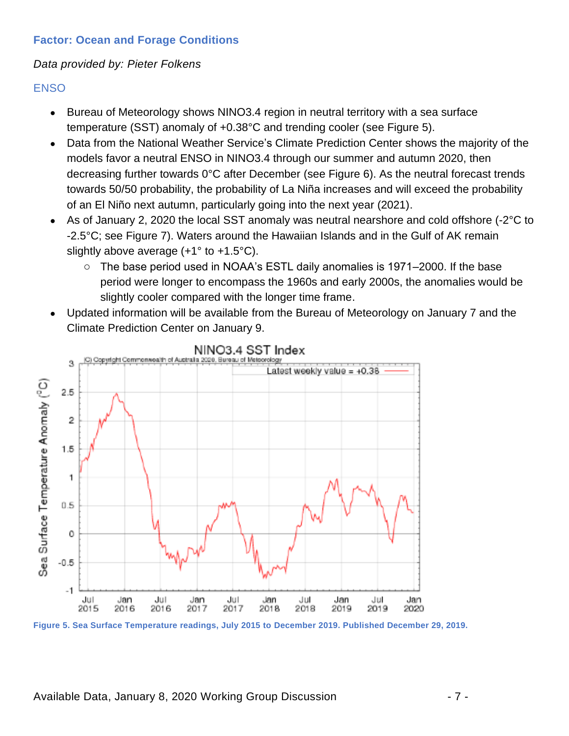### Factor: Ocean and Forage Conditions

*Data provided by: Pieter Folkens*

#### ENSO

- Bureau of Meteorology shows NINO3.4 region in neutral territory with a sea surface temperature (SST) anomaly of +0.38°C and trending cooler (see Figure 5).
- Data from the National Weather Service's Climate Prediction Center shows the majority of the models favor a neutral ENSO in NINO3.4 through our summer and autumn 2020, then decreasing further towards 0°C after December (see Figure 6). As the neutral forecast trends towards 50/50 probability, the probability of La Niña increases and will exceed the probability of an El Niño next autumn, particularly going into the next year (2021).
- As of January 2, 2020 the local SST anomaly was neutral nearshore and cold offshore (-2°C to -2.5°C; see Figure 7). Waters around the Hawaiian Islands and in the Gulf of AK remain slightly above average (+1° to +1.5°C).
  - The base period used in NOAA's ESTL daily anomalies is 1971–2000. If the base period were longer to encompass the 1960s and early 2000s, the anomalies would be slightly cooler compared with the longer time frame.
- Updated information will be available from the Bureau of Meteorology on January 7 and the Climate Prediction Center on January 9.

**Figure 5. Sea Surface Temperature readings, July 2015 to December 2019. Published December 29, 2019.**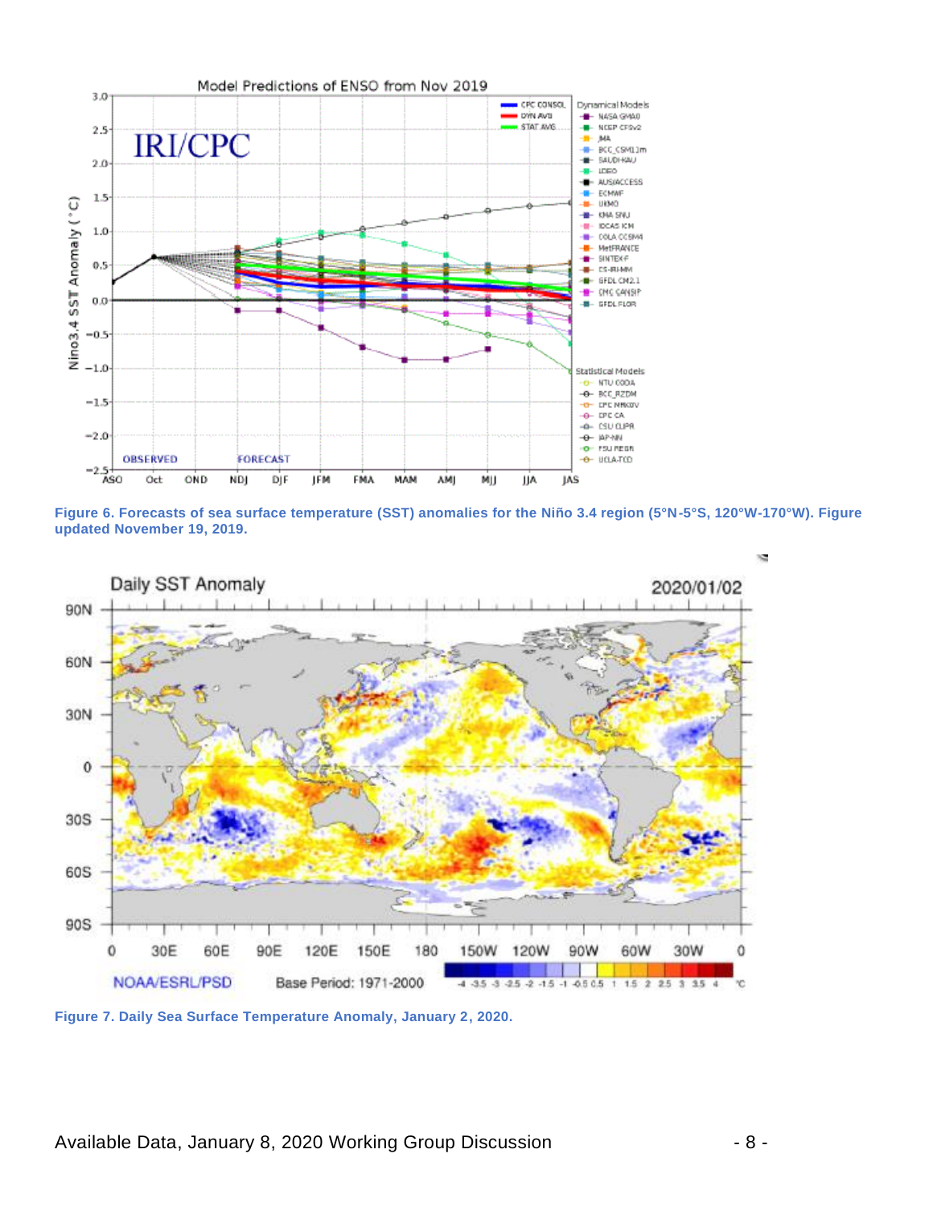Model Predictions of ENSO from Nov 2019

IRI/CPC

Nino3.4 SST Anomaly (°C)

3.0
2.5
2.0
1.5
1.0
0.5
0.0
−0.5
−1.0
−1.5
−2.0
−2.5

ASO Oct OND NDJ DJF JFM FMA MAM AMJ MJJ JJA JAS

OBSERVED

FORECAST

CPC CONSOL
DYN AVG
STAT AVG

Dynamical Models
NASA GMAO
NCEP CFSv2
JMA
BCC_CSM11m
SAUDI-KAU
LDEO
AUS/ACCESS
ECMWF
UKMO
KMA SNU
IOCAS ICM
COLA CCSM4
MetFRANCE
SINTEX-F
CS-IRI-MM
GFDL CM2.1
CMC CANSIP
GFDL FLOR

Statistical Models
NTU CODA
BCC_RZDM
CPC MRKOV
CPC CA
CSU CLIPR
IAP-NN
FSU REGR
UCLA-TCD

**Figure 6. Forecasts of sea surface temperature (SST) anomalies for the Niño 3.4 region (5°N-5°S, 120°W-170°W). Figure updated November 19, 2019.**

Daily SST Anomaly

2020/01/02

90N
60N
30N
0
30S
60S
90S

0 30E 60E 90E 120E 150E 180 150W 120W 90W 60W 30W 0

NOAA/ESRL/PSD

Base Period: 1971-2000

-4 -3.5 -3 -2.5 -2 -1.5 -1 -0.5 0.5 1 1.5 2 2.5 3 3.5 4 °C

**Figure 7. Daily Sea Surface Temperature Anomaly, January 2, 2020.**